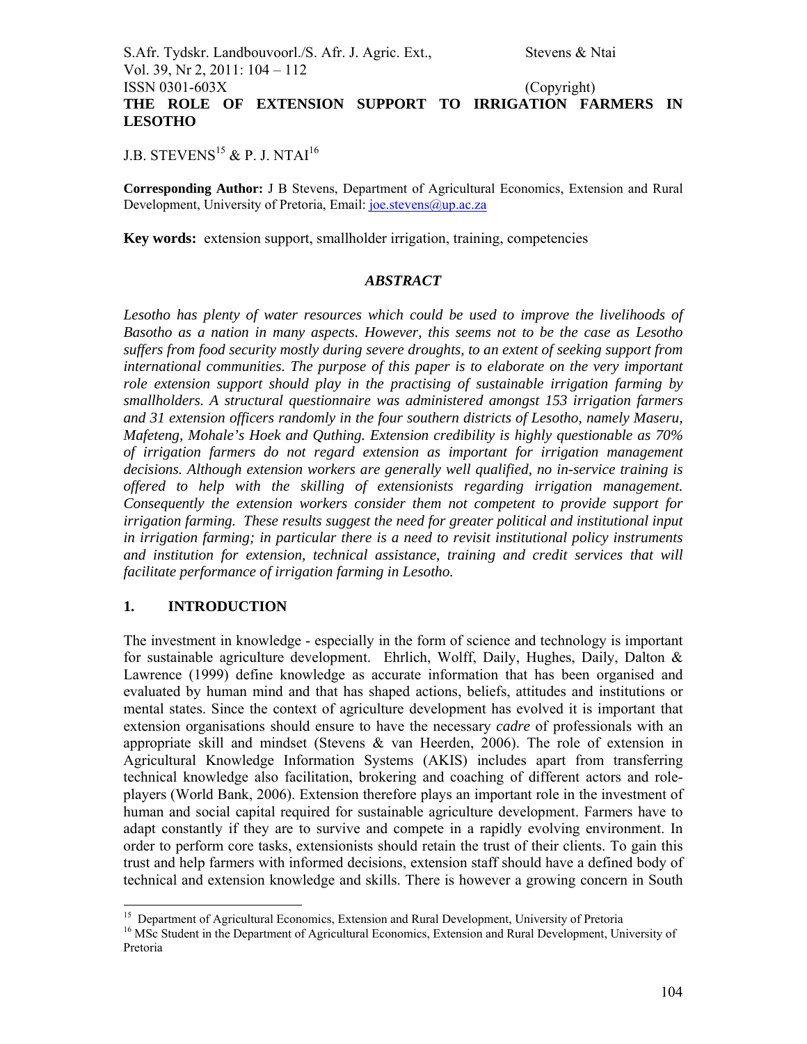# THE ROLE OF EXTENSION SUPPORT TO IRRIGATION FARMERS IN LESOTHO

J.B. STEVENS[15] & P. J. NTAI[16]

**Corresponding Author:** J B Stevens, Department of Agricultural Economics, Extension and Rural Development, University of Pretoria, Email: joe.stevens@up.ac.za

**Key words:** extension support, smallholder irrigation, training, competencies

## *ABSTRACT*

*Lesotho has plenty of water resources which could be used to improve the livelihoods of Basotho as a nation in many aspects. However, this seems not to be the case as Lesotho suffers from food security mostly during severe droughts, to an extent of seeking support from international communities. The purpose of this paper is to elaborate on the very important role extension support should play in the practising of sustainable irrigation farming by smallholders. A structural questionnaire was administered amongst 153 irrigation farmers and 31 extension officers randomly in the four southern districts of Lesotho, namely Maseru, Mafeteng, Mohale's Hoek and Quthing. Extension credibility is highly questionable as 70% of irrigation farmers do not regard extension as important for irrigation management decisions. Although extension workers are generally well qualified, no in-service training is offered to help with the skilling of extensionists regarding irrigation management. Consequently the extension workers consider them not competent to provide support for irrigation farming. These results suggest the need for greater political and institutional input in irrigation farming; in particular there is a need to revisit institutional policy instruments and institution for extension, technical assistance, training and credit services that will facilitate performance of irrigation farming in Lesotho.*

## 1. INTRODUCTION

The investment in knowledge - especially in the form of science and technology is important for sustainable agriculture development. Ehrlich, Wolff, Daily, Hughes, Daily, Dalton & Lawrence (1999) define knowledge as accurate information that has been organised and evaluated by human mind and that has shaped actions, beliefs, attitudes and institutions or mental states. Since the context of agriculture development has evolved it is important that extension organisations should ensure to have the necessary *cadre* of professionals with an appropriate skill and mindset (Stevens & van Heerden, 2006). The role of extension in Agricultural Knowledge Information Systems (AKIS) includes apart from transferring technical knowledge also facilitation, brokering and coaching of different actors and role-players (World Bank, 2006). Extension therefore plays an important role in the investment of human and social capital required for sustainable agriculture development. Farmers have to adapt constantly if they are to survive and compete in a rapidly evolving environment. In order to perform core tasks, extensionists should retain the trust of their clients. To gain this trust and help farmers with informed decisions, extension staff should have a defined body of technical and extension knowledge and skills. There is however a growing concern in South

---

[15] Department of Agricultural Economics, Extension and Rural Development, University of Pretoria

[16] MSc Student in the Department of Agricultural Economics, Extension and Rural Development, University of Pretoria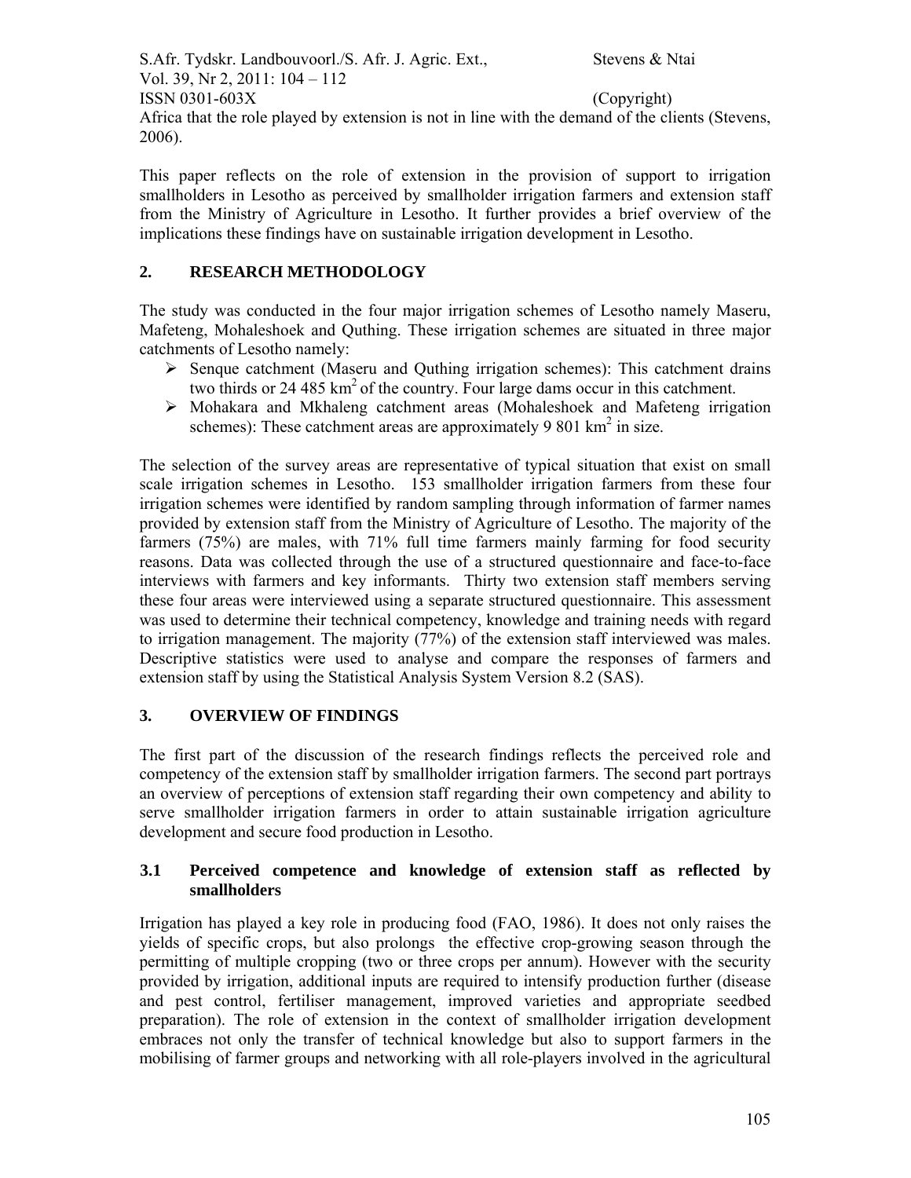Africa that the role played by extension is not in line with the demand of the clients (Stevens, 2006).

This paper reflects on the role of extension in the provision of support to irrigation smallholders in Lesotho as perceived by smallholder irrigation farmers and extension staff from the Ministry of Agriculture in Lesotho. It further provides a brief overview of the implications these findings have on sustainable irrigation development in Lesotho.

## 2. RESEARCH METHODOLOGY

The study was conducted in the four major irrigation schemes of Lesotho namely Maseru, Mafeteng, Mohaleshoek and Quthing. These irrigation schemes are situated in three major catchments of Lesotho namely:

- Senque catchment (Maseru and Quthing irrigation schemes): This catchment drains two thirds or 24 485 km$^2$ of the country. Four large dams occur in this catchment.
- Mohakara and Mkhaleng catchment areas (Mohaleshoek and Mafeteng irrigation schemes): These catchment areas are approximately 9 801 km$^2$ in size.

The selection of the survey areas are representative of typical situation that exist on small scale irrigation schemes in Lesotho. 153 smallholder irrigation farmers from these four irrigation schemes were identified by random sampling through information of farmer names provided by extension staff from the Ministry of Agriculture of Lesotho. The majority of the farmers (75%) are males, with 71% full time farmers mainly farming for food security reasons. Data was collected through the use of a structured questionnaire and face-to-face interviews with farmers and key informants. Thirty two extension staff members serving these four areas were interviewed using a separate structured questionnaire. This assessment was used to determine their technical competency, knowledge and training needs with regard to irrigation management. The majority (77%) of the extension staff interviewed was males. Descriptive statistics were used to analyse and compare the responses of farmers and extension staff by using the Statistical Analysis System Version 8.2 (SAS).

## 3. OVERVIEW OF FINDINGS

The first part of the discussion of the research findings reflects the perceived role and competency of the extension staff by smallholder irrigation farmers. The second part portrays an overview of perceptions of extension staff regarding their own competency and ability to serve smallholder irrigation farmers in order to attain sustainable irrigation agriculture development and secure food production in Lesotho.

### 3.1 Perceived competence and knowledge of extension staff as reflected by smallholders

Irrigation has played a key role in producing food (FAO, 1986). It does not only raises the yields of specific crops, but also prolongs the effective crop-growing season through the permitting of multiple cropping (two or three crops per annum). However with the security provided by irrigation, additional inputs are required to intensify production further (disease and pest control, fertiliser management, improved varieties and appropriate seedbed preparation). The role of extension in the context of smallholder irrigation development embraces not only the transfer of technical knowledge but also to support farmers in the mobilising of farmer groups and networking with all role-players involved in the agricultural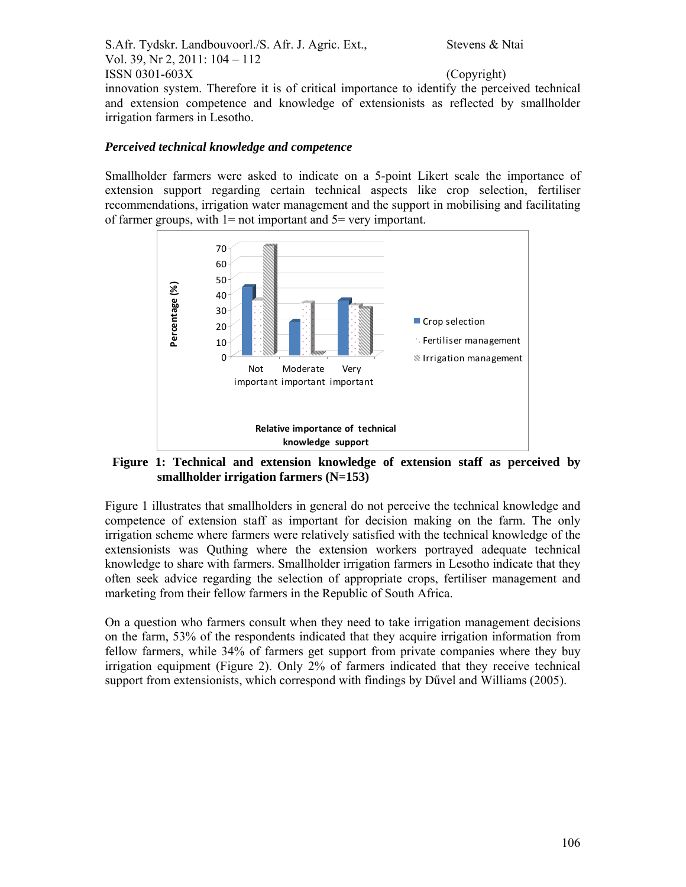innovation system. Therefore it is of critical importance to identify the perceived technical and extension competence and knowledge of extensionists as reflected by smallholder irrigation farmers in Lesotho.

***Perceived technical knowledge and competence***

Smallholder farmers were asked to indicate on a 5-point Likert scale the importance of extension support regarding certain technical aspects like crop selection, fertiliser recommendations, irrigation water management and the support in mobilising and facilitating of farmer groups, with 1= not important and 5= very important.

**Figure 1: Technical and extension knowledge of extension staff as perceived by smallholder irrigation farmers (N=153)**

Figure 1 illustrates that smallholders in general do not perceive the technical knowledge and competence of extension staff as important for decision making on the farm. The only irrigation scheme where farmers were relatively satisfied with the technical knowledge of the extensionists was Quthing where the extension workers portrayed adequate technical knowledge to share with farmers. Smallholder irrigation farmers in Lesotho indicate that they often seek advice regarding the selection of appropriate crops, fertiliser management and marketing from their fellow farmers in the Republic of South Africa.

On a question who farmers consult when they need to take irrigation management decisions on the farm, 53% of the respondents indicated that they acquire irrigation information from fellow farmers, while 34% of farmers get support from private companies where they buy irrigation equipment (Figure 2). Only 2% of farmers indicated that they receive technical support from extensionists, which correspond with findings by Dűvel and Williams (2005).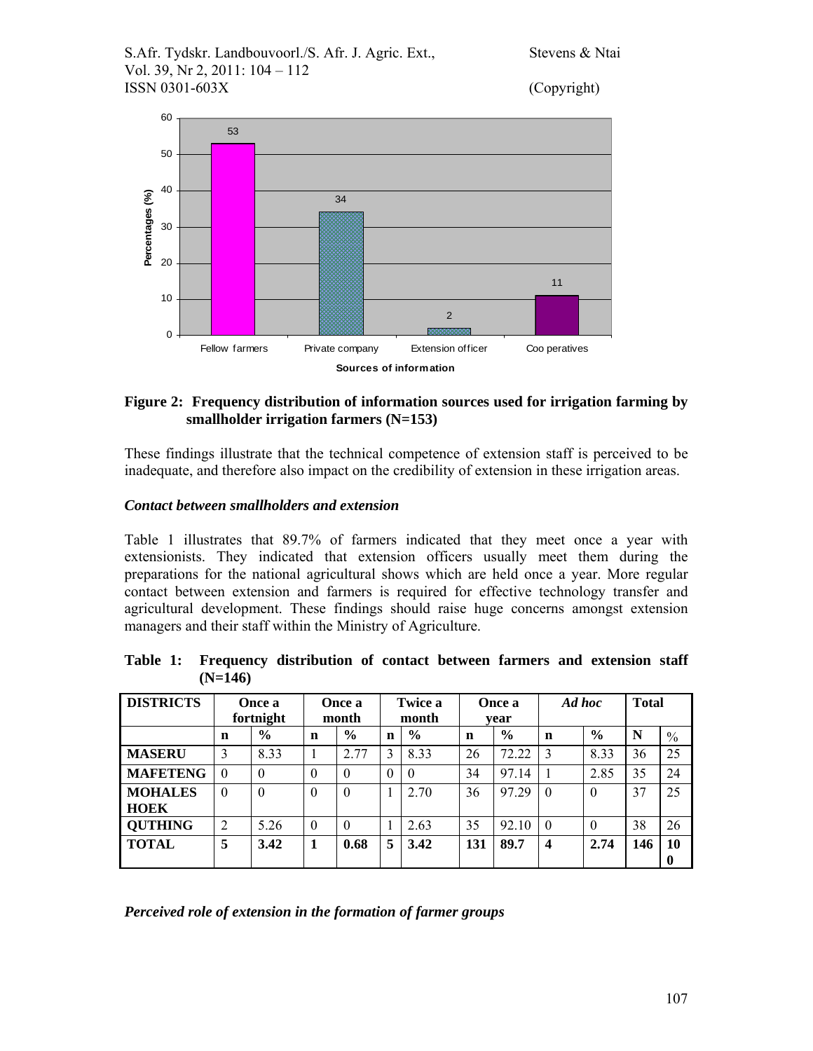**Figure 2: Frequency distribution of information sources used for irrigation farming by smallholder irrigation farmers (N=153)**

These findings illustrate that the technical competence of extension staff is perceived to be inadequate, and therefore also impact on the credibility of extension in these irrigation areas.

### *Contact between smallholders and extension*

Table 1 illustrates that 89.7% of farmers indicated that they meet once a year with extensionists. They indicated that extension officers usually meet them during the preparations for the national agricultural shows which are held once a year. More regular contact between extension and farmers is required for effective technology transfer and agricultural development. These findings should raise huge concerns amongst extension managers and their staff within the Ministry of Agriculture.

**Table 1: Frequency distribution of contact between farmers and extension staff (N=146)**

| DISTRICTS | Once a fortnight | | Once a month | | Twice a month | | Once a year | | *Ad hoc* | | Total | |
|---|---|---|---|---|---|---|---|---|---|---|---|---|
| | n | % | n | % | n | % | n | % | n | % | N | % |
| **MASERU** | 3 | 8.33 | 1 | 2.77 | 3 | 8.33 | 26 | 72.22 | 3 | 8.33 | 36 | 25 |
| **MAFETENG** | 0 | 0 | 0 | 0 | 0 | 0 | 34 | 97.14 | 1 | 2.85 | 35 | 24 |
| **MOHALES HOEK** | 0 | 0 | 0 | 0 | 1 | 2.70 | 36 | 97.29 | 0 | 0 | 37 | 25 |
| **QUTHING** | 2 | 5.26 | 0 | 0 | 1 | 2.63 | 35 | 92.10 | 0 | 0 | 38 | 26 |
| **TOTAL** | **5** | **3.42** | **1** | **0.68** | **5** | **3.42** | **131** | **89.7** | **4** | **2.74** | **146** | **100** |

### *Perceived role of extension in the formation of farmer groups*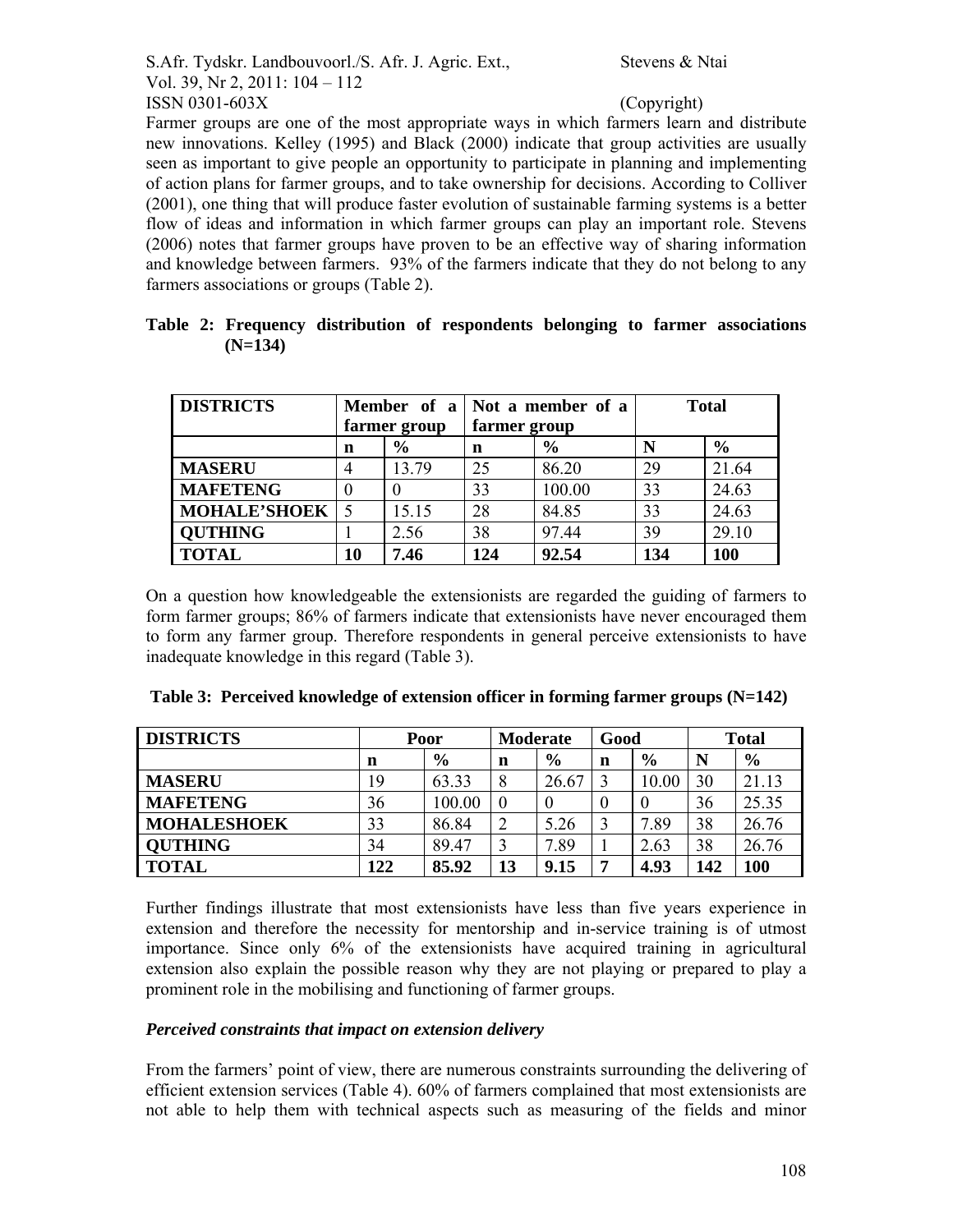Farmer groups are one of the most appropriate ways in which farmers learn and distribute new innovations. Kelley (1995) and Black (2000) indicate that group activities are usually seen as important to give people an opportunity to participate in planning and implementing of action plans for farmer groups, and to take ownership for decisions. According to Colliver (2001), one thing that will produce faster evolution of sustainable farming systems is a better flow of ideas and information in which farmer groups can play an important role. Stevens (2006) notes that farmer groups have proven to be an effective way of sharing information and knowledge between farmers. 93% of the farmers indicate that they do not belong to any farmers associations or groups (Table 2).

**Table 2: Frequency distribution of respondents belonging to farmer associations (N=134)**

| DISTRICTS | Member of a farmer group | | Not a member of a farmer group | | Total | |
|---|---|---|---|---|---|---|
| | n | % | n | % | N | % |
| **MASERU** | 4 | 13.79 | 25 | 86.20 | 29 | 21.64 |
| **MAFETENG** | 0 | 0 | 33 | 100.00 | 33 | 24.63 |
| **MOHALE'SHOEK** | 5 | 15.15 | 28 | 84.85 | 33 | 24.63 |
| **QUTHING** | 1 | 2.56 | 38 | 97.44 | 39 | 29.10 |
| **TOTAL** | **10** | **7.46** | **124** | **92.54** | **134** | **100** |

On a question how knowledgeable the extensionists are regarded the guiding of farmers to form farmer groups; 86% of farmers indicate that extensionists have never encouraged them to form any farmer group. Therefore respondents in general perceive extensionists to have inadequate knowledge in this regard (Table 3).

**Table 3: Perceived knowledge of extension officer in forming farmer groups (N=142)**

| DISTRICTS | Poor | | Moderate | | Good | | Total | |
|---|---|---|---|---|---|---|---|---|
| | n | % | n | % | n | % | N | % |
| **MASERU** | 19 | 63.33 | 8 | 26.67 | 3 | 10.00 | 30 | 21.13 |
| **MAFETENG** | 36 | 100.00 | 0 | 0 | 0 | 0 | 36 | 25.35 |
| **MOHALESHOEK** | 33 | 86.84 | 2 | 5.26 | 3 | 7.89 | 38 | 26.76 |
| **QUTHING** | 34 | 89.47 | 3 | 7.89 | 1 | 2.63 | 38 | 26.76 |
| **TOTAL** | **122** | **85.92** | **13** | **9.15** | **7** | **4.93** | **142** | **100** |

Further findings illustrate that most extensionists have less than five years experience in extension and therefore the necessity for mentorship and in-service training is of utmost importance. Since only 6% of the extensionists have acquired training in agricultural extension also explain the possible reason why they are not playing or prepared to play a prominent role in the mobilising and functioning of farmer groups.

### *Perceived constraints that impact on extension delivery*

From the farmers' point of view, there are numerous constraints surrounding the delivering of efficient extension services (Table 4). 60% of farmers complained that most extensionists are not able to help them with technical aspects such as measuring of the fields and minor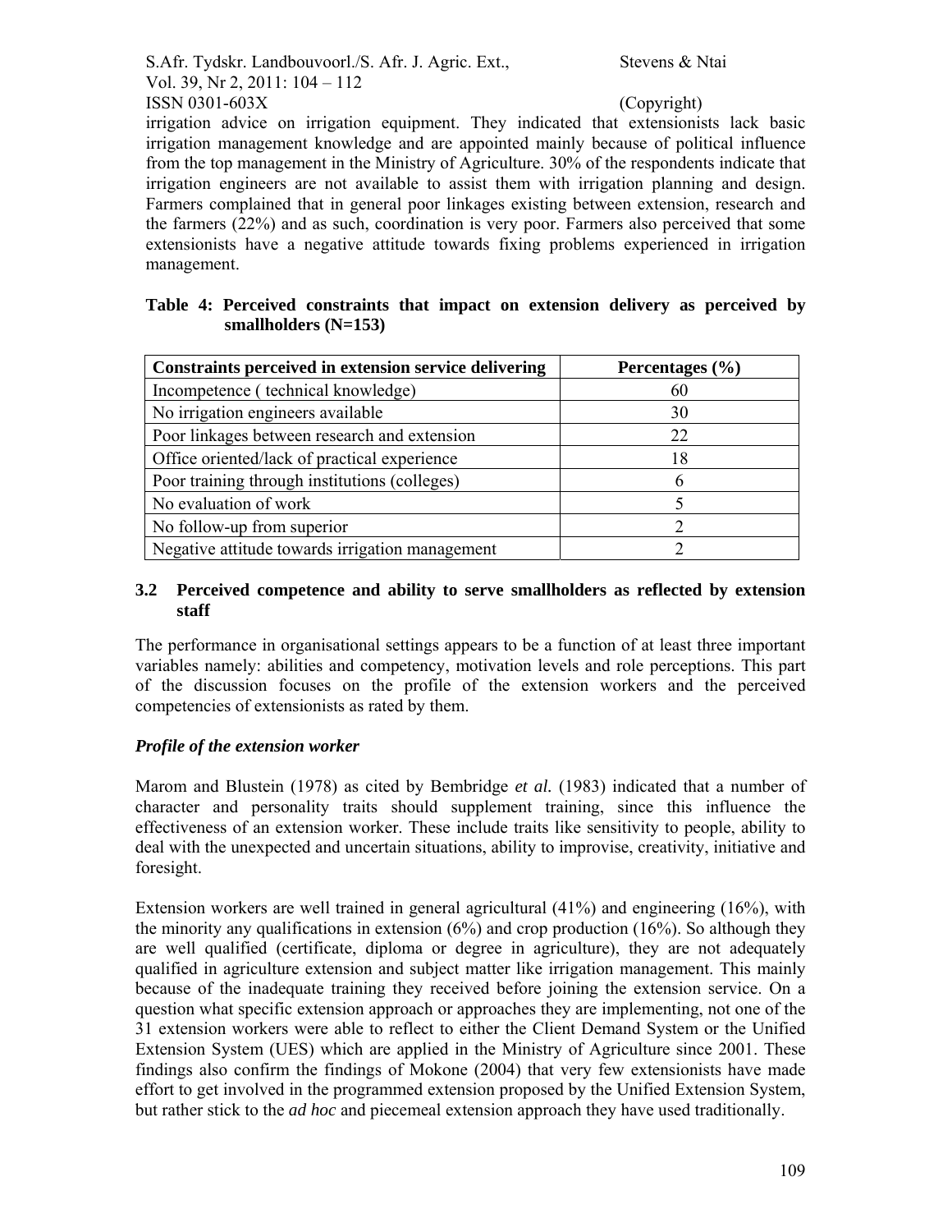irrigation advice on irrigation equipment. They indicated that extensionists lack basic irrigation management knowledge and are appointed mainly because of political influence from the top management in the Ministry of Agriculture. 30% of the respondents indicate that irrigation engineers are not available to assist them with irrigation planning and design. Farmers complained that in general poor linkages existing between extension, research and the farmers (22%) and as such, coordination is very poor. Farmers also perceived that some extensionists have a negative attitude towards fixing problems experienced in irrigation management.

**Table 4: Perceived constraints that impact on extension delivery as perceived by smallholders (N=153)**

| Constraints perceived in extension service delivering | Percentages (%) |
|---|---|
| Incompetence ( technical knowledge) | 60 |
| No irrigation engineers available | 30 |
| Poor linkages between research and extension | 22 |
| Office oriented/lack of practical experience | 18 |
| Poor training through institutions (colleges) | 6 |
| No evaluation of work | 5 |
| No follow-up from superior | 2 |
| Negative attitude towards irrigation management | 2 |

### 3.2 Perceived competence and ability to serve smallholders as reflected by extension staff

The performance in organisational settings appears to be a function of at least three important variables namely: abilities and competency, motivation levels and role perceptions. This part of the discussion focuses on the profile of the extension workers and the perceived competencies of extensionists as rated by them.

#### *Profile of the extension worker*

Marom and Blustein (1978) as cited by Bembridge *et al.* (1983) indicated that a number of character and personality traits should supplement training, since this influence the effectiveness of an extension worker. These include traits like sensitivity to people, ability to deal with the unexpected and uncertain situations, ability to improvise, creativity, initiative and foresight.

Extension workers are well trained in general agricultural (41%) and engineering (16%), with the minority any qualifications in extension (6%) and crop production (16%). So although they are well qualified (certificate, diploma or degree in agriculture), they are not adequately qualified in agriculture extension and subject matter like irrigation management. This mainly because of the inadequate training they received before joining the extension service. On a question what specific extension approach or approaches they are implementing, not one of the 31 extension workers were able to reflect to either the Client Demand System or the Unified Extension System (UES) which are applied in the Ministry of Agriculture since 2001. These findings also confirm the findings of Mokone (2004) that very few extensionists have made effort to get involved in the programmed extension proposed by the Unified Extension System, but rather stick to the *ad hoc* and piecemeal extension approach they have used traditionally.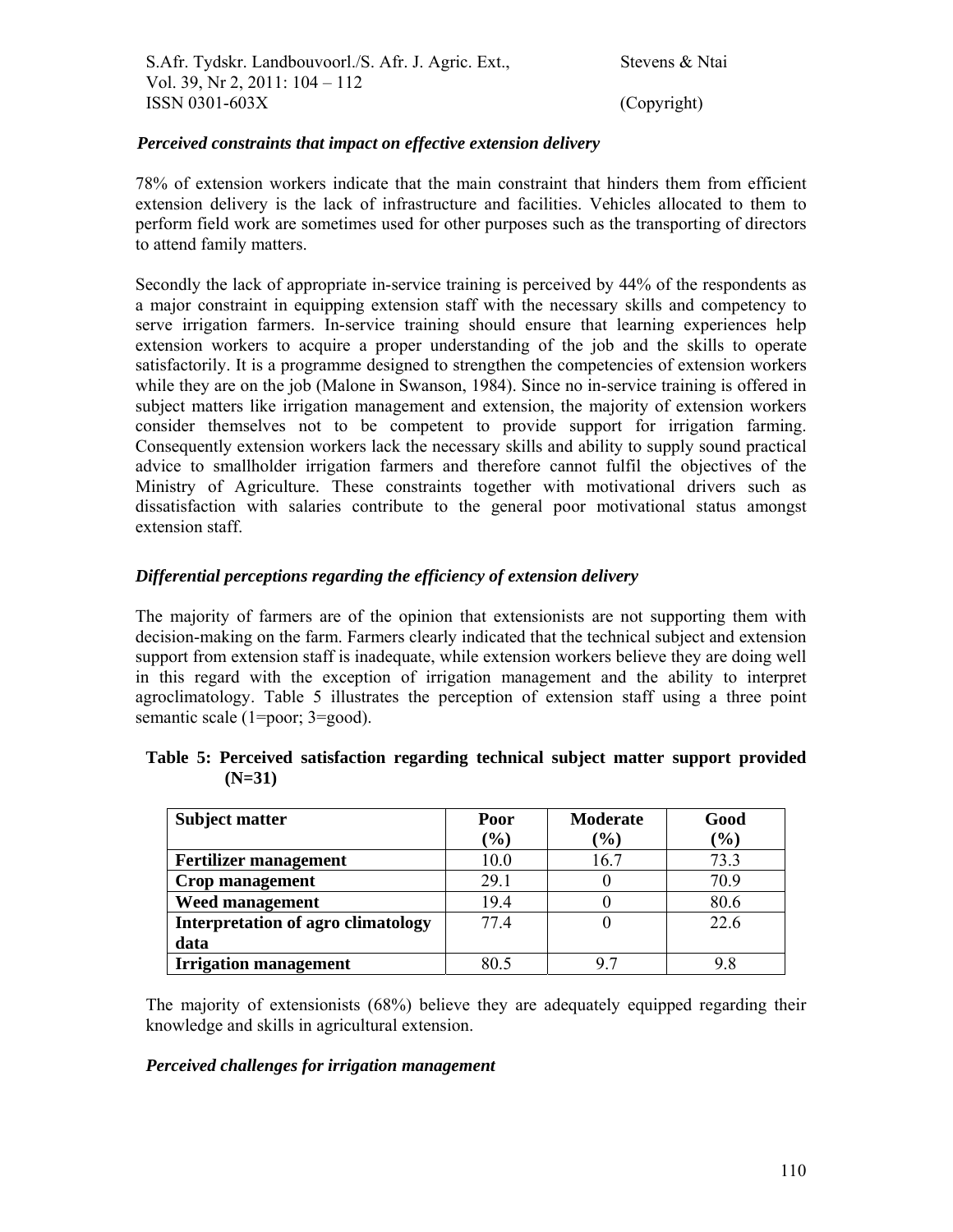### *Perceived constraints that impact on effective extension delivery*

78% of extension workers indicate that the main constraint that hinders them from efficient extension delivery is the lack of infrastructure and facilities. Vehicles allocated to them to perform field work are sometimes used for other purposes such as the transporting of directors to attend family matters.

Secondly the lack of appropriate in-service training is perceived by 44% of the respondents as a major constraint in equipping extension staff with the necessary skills and competency to serve irrigation farmers. In-service training should ensure that learning experiences help extension workers to acquire a proper understanding of the job and the skills to operate satisfactorily. It is a programme designed to strengthen the competencies of extension workers while they are on the job (Malone in Swanson, 1984). Since no in-service training is offered in subject matters like irrigation management and extension, the majority of extension workers consider themselves not to be competent to provide support for irrigation farming. Consequently extension workers lack the necessary skills and ability to supply sound practical advice to smallholder irrigation farmers and therefore cannot fulfil the objectives of the Ministry of Agriculture. These constraints together with motivational drivers such as dissatisfaction with salaries contribute to the general poor motivational status amongst extension staff.

### *Differential perceptions regarding the efficiency of extension delivery*

The majority of farmers are of the opinion that extensionists are not supporting them with decision-making on the farm. Farmers clearly indicated that the technical subject and extension support from extension staff is inadequate, while extension workers believe they are doing well in this regard with the exception of irrigation management and the ability to interpret agroclimatology. Table 5 illustrates the perception of extension staff using a three point semantic scale (1=poor; 3=good).

**Table 5: Perceived satisfaction regarding technical subject matter support provided (N=31)**

| Subject matter | Poor (%) | Moderate (%) | Good (%) |
|---|---|---|---|
| **Fertilizer management** | 10.0 | 16.7 | 73.3 |
| **Crop management** | 29.1 | 0 | 70.9 |
| **Weed management** | 19.4 | 0 | 80.6 |
| **Interpretation of agro climatology data** | 77.4 | 0 | 22.6 |
| **Irrigation management** | 80.5 | 9.7 | 9.8 |

The majority of extensionists (68%) believe they are adequately equipped regarding their knowledge and skills in agricultural extension.

### *Perceived challenges for irrigation management*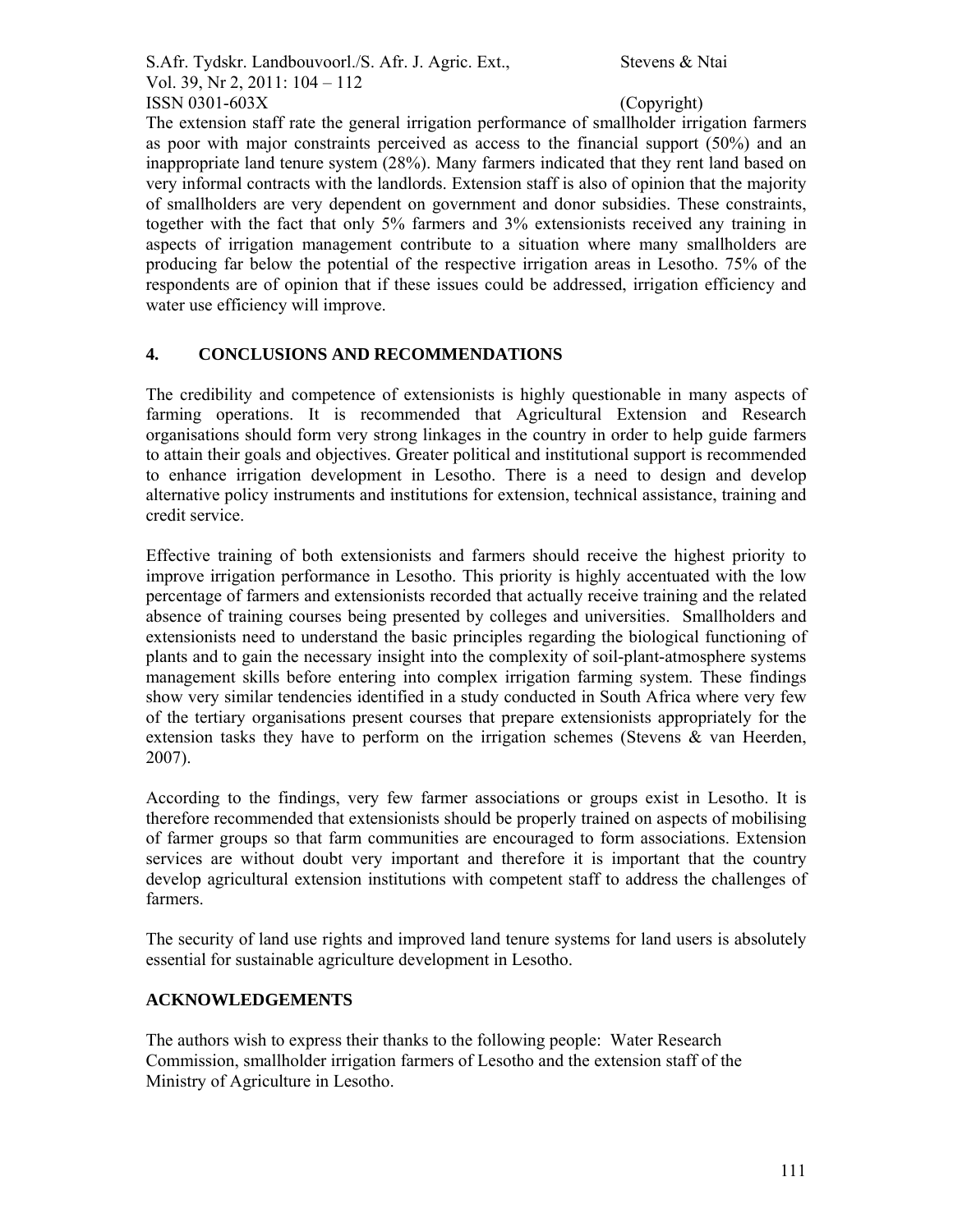The extension staff rate the general irrigation performance of smallholder irrigation farmers as poor with major constraints perceived as access to the financial support (50%) and an inappropriate land tenure system (28%). Many farmers indicated that they rent land based on very informal contracts with the landlords. Extension staff is also of opinion that the majority of smallholders are very dependent on government and donor subsidies. These constraints, together with the fact that only 5% farmers and 3% extensionists received any training in aspects of irrigation management contribute to a situation where many smallholders are producing far below the potential of the respective irrigation areas in Lesotho. 75% of the respondents are of opinion that if these issues could be addressed, irrigation efficiency and water use efficiency will improve.

## 4. CONCLUSIONS AND RECOMMENDATIONS

The credibility and competence of extensionists is highly questionable in many aspects of farming operations. It is recommended that Agricultural Extension and Research organisations should form very strong linkages in the country in order to help guide farmers to attain their goals and objectives. Greater political and institutional support is recommended to enhance irrigation development in Lesotho. There is a need to design and develop alternative policy instruments and institutions for extension, technical assistance, training and credit service.

Effective training of both extensionists and farmers should receive the highest priority to improve irrigation performance in Lesotho. This priority is highly accentuated with the low percentage of farmers and extensionists recorded that actually receive training and the related absence of training courses being presented by colleges and universities. Smallholders and extensionists need to understand the basic principles regarding the biological functioning of plants and to gain the necessary insight into the complexity of soil-plant-atmosphere systems management skills before entering into complex irrigation farming system. These findings show very similar tendencies identified in a study conducted in South Africa where very few of the tertiary organisations present courses that prepare extensionists appropriately for the extension tasks they have to perform on the irrigation schemes (Stevens & van Heerden, 2007).

According to the findings, very few farmer associations or groups exist in Lesotho. It is therefore recommended that extensionists should be properly trained on aspects of mobilising of farmer groups so that farm communities are encouraged to form associations. Extension services are without doubt very important and therefore it is important that the country develop agricultural extension institutions with competent staff to address the challenges of farmers.

The security of land use rights and improved land tenure systems for land users is absolutely essential for sustainable agriculture development in Lesotho.

## ACKNOWLEDGEMENTS

The authors wish to express their thanks to the following people: Water Research Commission, smallholder irrigation farmers of Lesotho and the extension staff of the Ministry of Agriculture in Lesotho.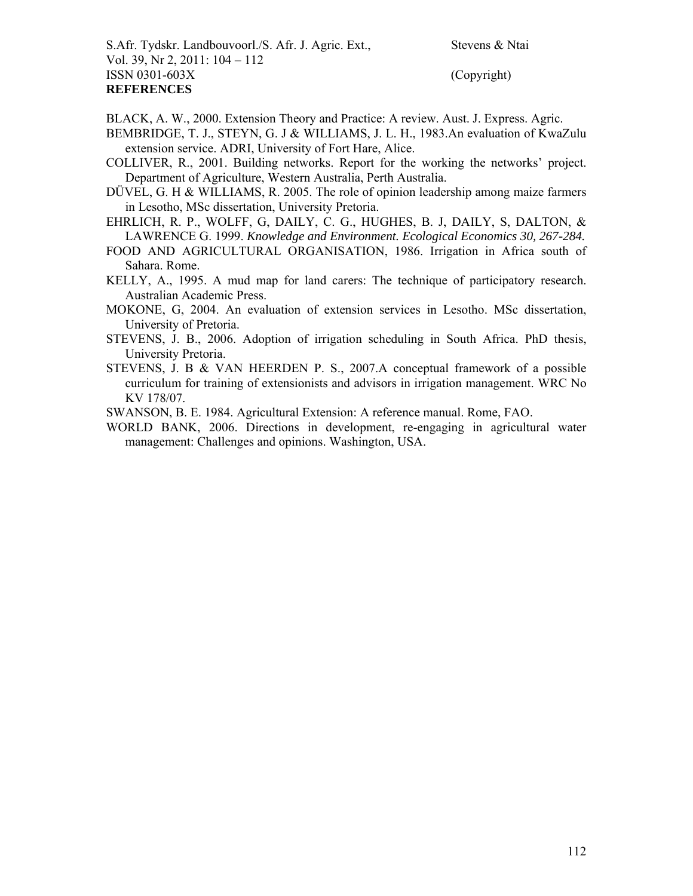**REFERENCES**

BLACK, A. W., 2000. Extension Theory and Practice: A review. Aust. J. Express. Agric.

BEMBRIDGE, T. J., STEYN, G. J & WILLIAMS, J. L. H., 1983.An evaluation of KwaZulu extension service. ADRI, University of Fort Hare, Alice.

COLLIVER, R., 2001. Building networks. Report for the working the networks' project. Department of Agriculture, Western Australia, Perth Australia.

DÜVEL, G. H & WILLIAMS, R. 2005. The role of opinion leadership among maize farmers in Lesotho, MSc dissertation, University Pretoria.

EHRLICH, R. P., WOLFF, G, DAILY, C. G., HUGHES, B. J, DAILY, S, DALTON, & LAWRENCE G. 1999. *Knowledge and Environment. Ecological Economics 30, 267-284.*

FOOD AND AGRICULTURAL ORGANISATION, 1986. Irrigation in Africa south of Sahara. Rome.

KELLY, A., 1995. A mud map for land carers: The technique of participatory research. Australian Academic Press.

MOKONE, G, 2004. An evaluation of extension services in Lesotho. MSc dissertation, University of Pretoria.

STEVENS, J. B., 2006. Adoption of irrigation scheduling in South Africa. PhD thesis, University Pretoria.

STEVENS, J. B & VAN HEERDEN P. S., 2007.A conceptual framework of a possible curriculum for training of extensionists and advisors in irrigation management. WRC No KV 178/07.

SWANSON, B. E. 1984. Agricultural Extension: A reference manual. Rome, FAO.

WORLD BANK, 2006. Directions in development, re-engaging in agricultural water management: Challenges and opinions. Washington, USA.